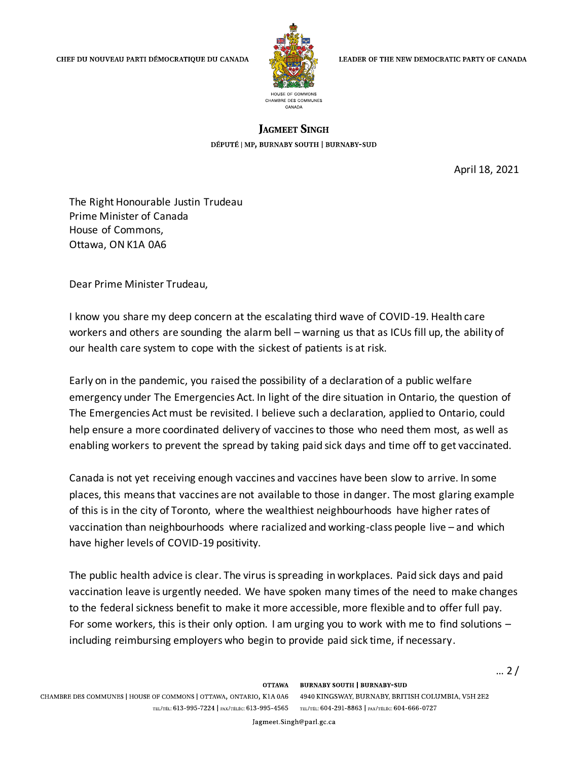CHEF DU NOUVEAU PARTI DÉMOCRATIQUE DU CANADA

LEADER OF THE NEW DEMOCRATIC PARTY OF CANADA

HOUSE OF COMMONS
CHAMBRE DES COMMUNES
CANADA

**JAGMEET SINGH**
DÉPUTÉ | MP, BURNABY SOUTH | BURNABY-SUD

April 18, 2021

The Right Honourable Justin Trudeau
Prime Minister of Canada
House of Commons,
Ottawa, ON K1A 0A6

Dear Prime Minister Trudeau,

I know you share my deep concern at the escalating third wave of COVID-19. Health care workers and others are sounding the alarm bell – warning us that as ICUs fill up, the ability of our health care system to cope with the sickest of patients is at risk.

Early on in the pandemic, you raised the possibility of a declaration of a public welfare emergency under The Emergencies Act. In light of the dire situation in Ontario, the question of The Emergencies Act must be revisited. I believe such a declaration, applied to Ontario, could help ensure a more coordinated delivery of vaccines to those who need them most, as well as enabling workers to prevent the spread by taking paid sick days and time off to get vaccinated.

Canada is not yet receiving enough vaccines and vaccines have been slow to arrive. In some places, this means that vaccines are not available to those in danger. The most glaring example of this is in the city of Toronto, where the wealthiest neighbourhoods have higher rates of vaccination than neighbourhoods where racialized and working-class people live – and which have higher levels of COVID-19 positivity.

The public health advice is clear. The virus is spreading in workplaces. Paid sick days and paid vaccination leave is urgently needed. We have spoken many times of the need to make changes to the federal sickness benefit to make it more accessible, more flexible and to offer full pay. For some workers, this is their only option. I am urging you to work with me to find solutions – including reimbursing employers who begin to provide paid sick time, if necessary.

… 2 /

OTTAWA
CHAMBRE DES COMMUNES | HOUSE OF COMMONS | OTTAWA, ONTARIO, K1A 0A6
TEL/TÉL: 613-995-7224 | FAX/TÉLÉC: 613-995-4565

BURNABY SOUTH | BURNABY-SUD
4940 KINGSWAY, BURNABY, BRITISH COLUMBIA, V5H 2E2
TEL/TÉL: 604-291-8863 | FAX/TÉLÉC: 604-666-0727

Jagmeet.Singh@parl.gc.ca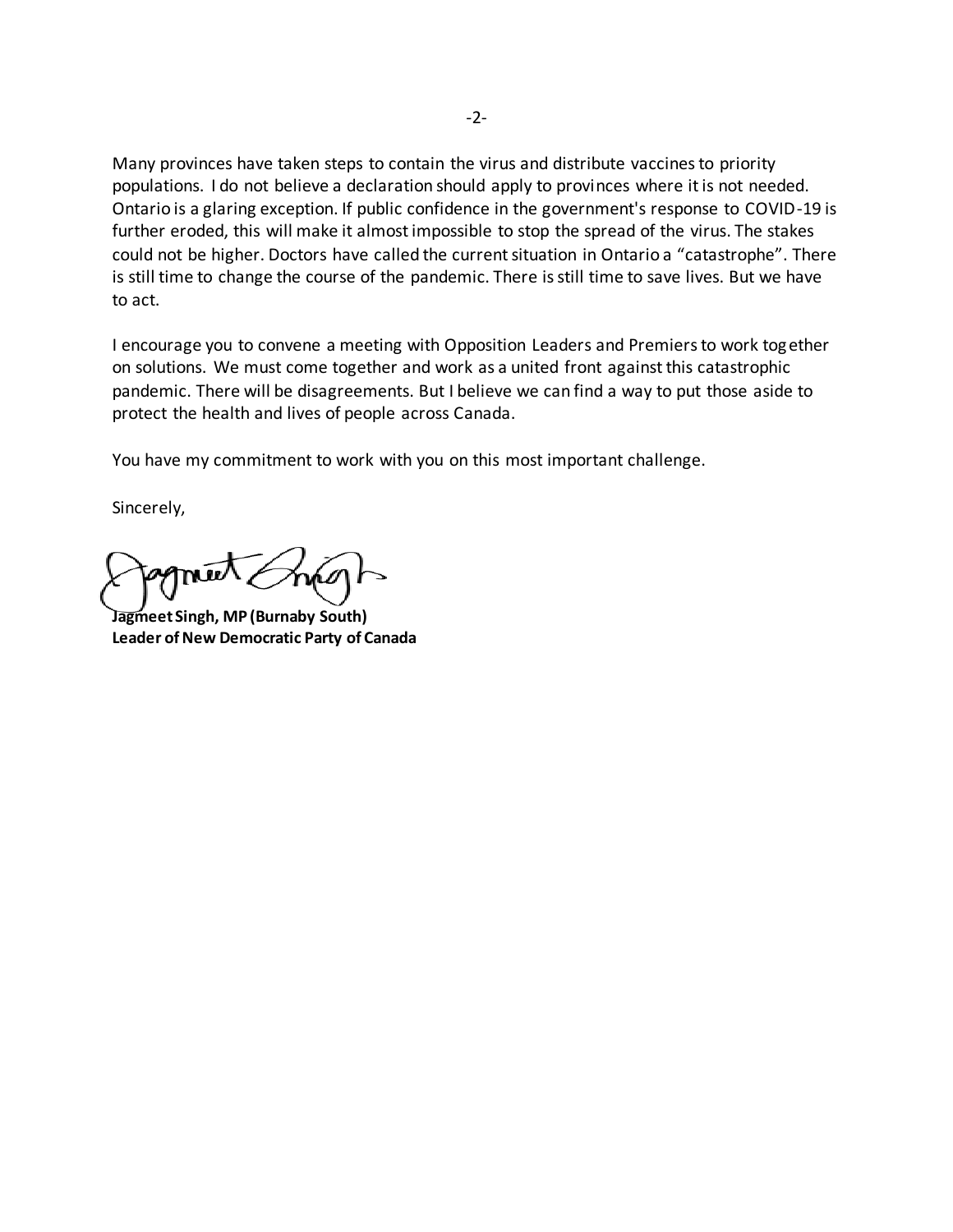Many provinces have taken steps to contain the virus and distribute vaccines to priority populations. I do not believe a declaration should apply to provinces where it is not needed. Ontario is a glaring exception. If public confidence in the government's response to COVID-19 is further eroded, this will make it almost impossible to stop the spread of the virus. The stakes could not be higher. Doctors have called the current situation in Ontario a "catastrophe". There is still time to change the course of the pandemic. There is still time to save lives. But we have to act.

I encourage you to convene a meeting with Opposition Leaders and Premiers to work together on solutions. We must come together and work as a united front against this catastrophic pandemic. There will be disagreements. But I believe we can find a way to put those aside to protect the health and lives of people across Canada.

You have my commitment to work with you on this most important challenge.

Sincerely,

**Jagmeet Singh, MP (Burnaby South)**
**Leader of New Democratic Party of Canada**